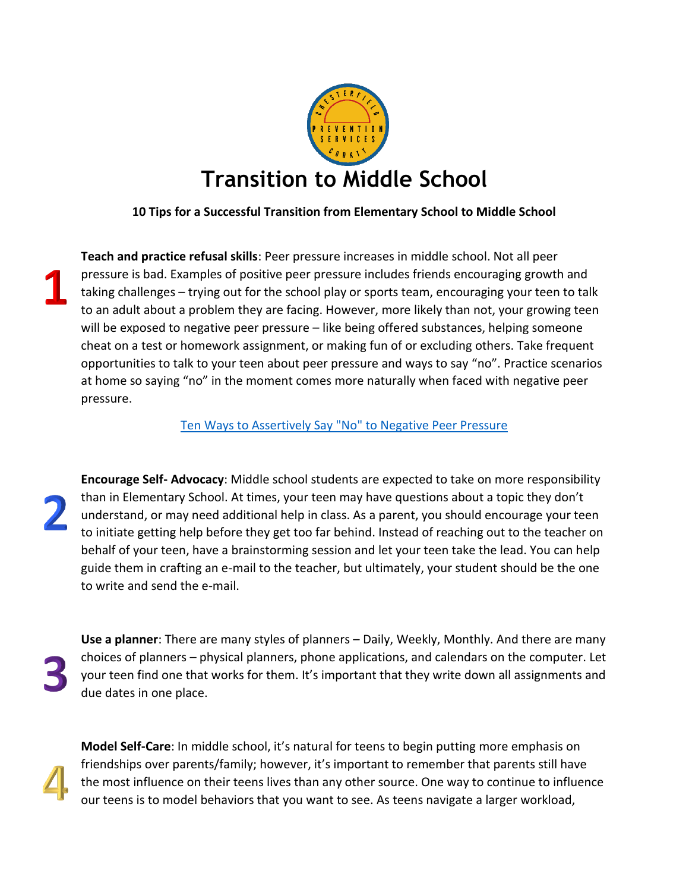# Transition to Middle School

**10 Tips for a Successful Transition from Elementary School to Middle School**

1. **Teach and practice refusal skills**: Peer pressure increases in middle school. Not all peer pressure is bad. Examples of positive peer pressure includes friends encouraging growth and taking challenges – trying out for the school play or sports team, encouraging your teen to talk to an adult about a problem they are facing. However, more likely than not, your growing teen will be exposed to negative peer pressure – like being offered substances, helping someone cheat on a test or homework assignment, or making fun of or excluding others. Take frequent opportunities to talk to your teen about peer pressure and ways to say "no". Practice scenarios at home so saying "no" in the moment comes more naturally when faced with negative peer pressure.

   Ten Ways to Assertively Say "No" to Negative Peer Pressure

2. **Encourage Self- Advocacy**: Middle school students are expected to take on more responsibility than in Elementary School. At times, your teen may have questions about a topic they don't understand, or may need additional help in class. As a parent, you should encourage your teen to initiate getting help before they get too far behind. Instead of reaching out to the teacher on behalf of your teen, have a brainstorming session and let your teen take the lead. You can help guide them in crafting an e-mail to the teacher, but ultimately, your student should be the one to write and send the e-mail.

3. **Use a planner**: There are many styles of planners – Daily, Weekly, Monthly. And there are many choices of planners – physical planners, phone applications, and calendars on the computer. Let your teen find one that works for them. It's important that they write down all assignments and due dates in one place.

4. **Model Self-Care**: In middle school, it's natural for teens to begin putting more emphasis on friendships over parents/family; however, it's important to remember that parents still have the most influence on their teens lives than any other source. One way to continue to influence our teens is to model behaviors that you want to see. As teens navigate a larger workload,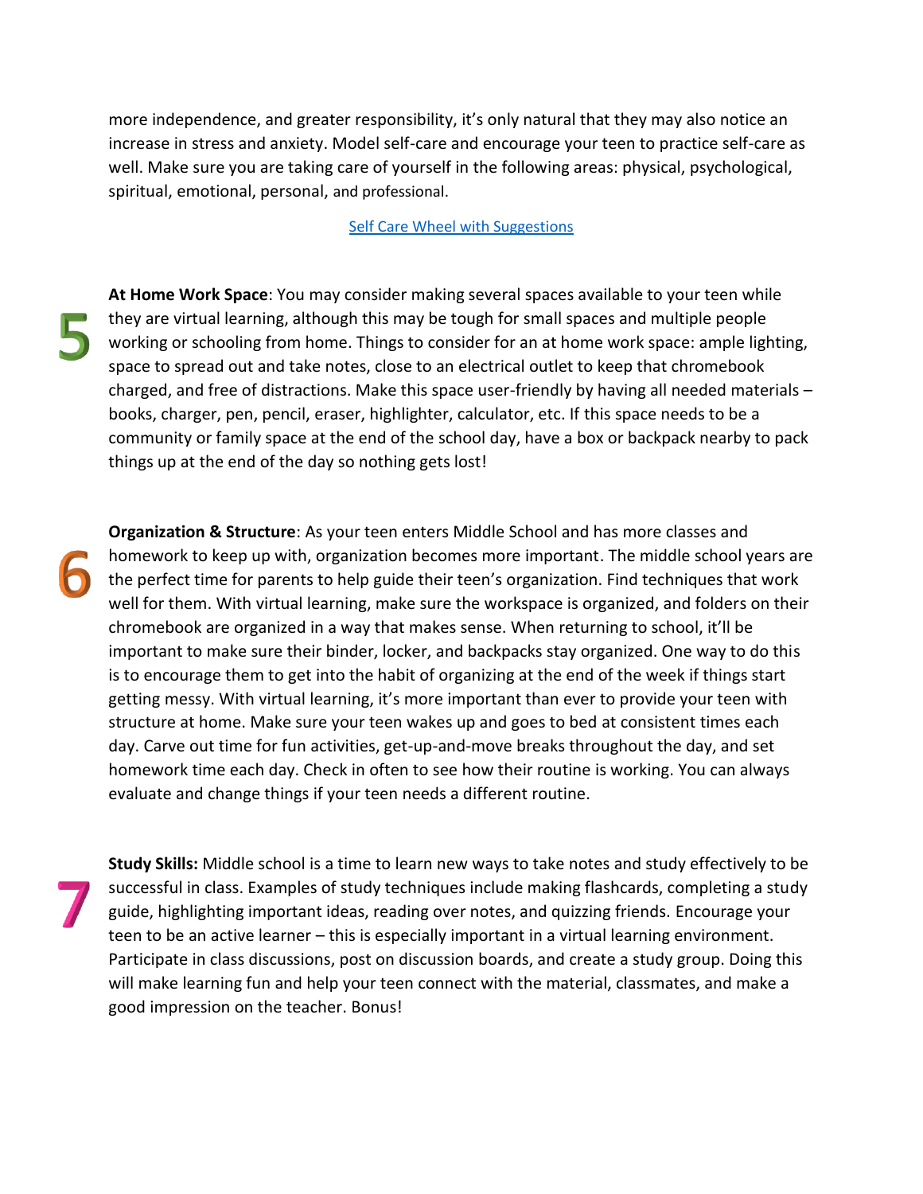more independence, and greater responsibility, it's only natural that they may also notice an increase in stress and anxiety. Model self-care and encourage your teen to practice self-care as well. Make sure you are taking care of yourself in the following areas: physical, psychological, spiritual, emotional, personal, and professional.

Self Care Wheel with Suggestions

5

**At Home Work Space**: You may consider making several spaces available to your teen while they are virtual learning, although this may be tough for small spaces and multiple people working or schooling from home. Things to consider for an at home work space: ample lighting, space to spread out and take notes, close to an electrical outlet to keep that chromebook charged, and free of distractions. Make this space user-friendly by having all needed materials – books, charger, pen, pencil, eraser, highlighter, calculator, etc. If this space needs to be a community or family space at the end of the school day, have a box or backpack nearby to pack things up at the end of the day so nothing gets lost!

6

**Organization & Structure**: As your teen enters Middle School and has more classes and homework to keep up with, organization becomes more important. The middle school years are the perfect time for parents to help guide their teen's organization. Find techniques that work well for them. With virtual learning, make sure the workspace is organized, and folders on their chromebook are organized in a way that makes sense. When returning to school, it'll be important to make sure their binder, locker, and backpacks stay organized. One way to do this is to encourage them to get into the habit of organizing at the end of the week if things start getting messy. With virtual learning, it's more important than ever to provide your teen with structure at home. Make sure your teen wakes up and goes to bed at consistent times each day. Carve out time for fun activities, get-up-and-move breaks throughout the day, and set homework time each day. Check in often to see how their routine is working. You can always evaluate and change things if your teen needs a different routine.

7

**Study Skills:** Middle school is a time to learn new ways to take notes and study effectively to be successful in class. Examples of study techniques include making flashcards, completing a study guide, highlighting important ideas, reading over notes, and quizzing friends. Encourage your teen to be an active learner – this is especially important in a virtual learning environment. Participate in class discussions, post on discussion boards, and create a study group. Doing this will make learning fun and help your teen connect with the material, classmates, and make a good impression on the teacher. Bonus!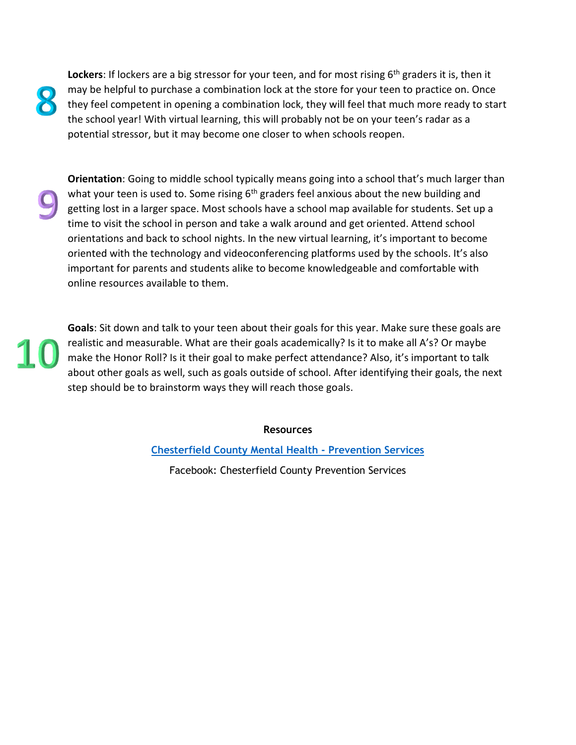8

**Lockers**: If lockers are a big stressor for your teen, and for most rising 6th graders it is, then it may be helpful to purchase a combination lock at the store for your teen to practice on. Once they feel competent in opening a combination lock, they will feel that much more ready to start the school year! With virtual learning, this will probably not be on your teen's radar as a potential stressor, but it may become one closer to when schools reopen.

9

**Orientation**: Going to middle school typically means going into a school that's much larger than what your teen is used to. Some rising 6th graders feel anxious about the new building and getting lost in a larger space. Most schools have a school map available for students. Set up a time to visit the school in person and take a walk around and get oriented. Attend school orientations and back to school nights. In the new virtual learning, it's important to become oriented with the technology and videoconferencing platforms used by the schools. It's also important for parents and students alike to become knowledgeable and comfortable with online resources available to them.

10

**Goals**: Sit down and talk to your teen about their goals for this year. Make sure these goals are realistic and measurable. What are their goals academically? Is it to make all A's? Or maybe make the Honor Roll? Is it their goal to make perfect attendance? Also, it's important to talk about other goals as well, such as goals outside of school. After identifying their goals, the next step should be to brainstorm ways they will reach those goals.

**Resources**

Chesterfield County Mental Health - Prevention Services

Facebook: Chesterfield County Prevention Services